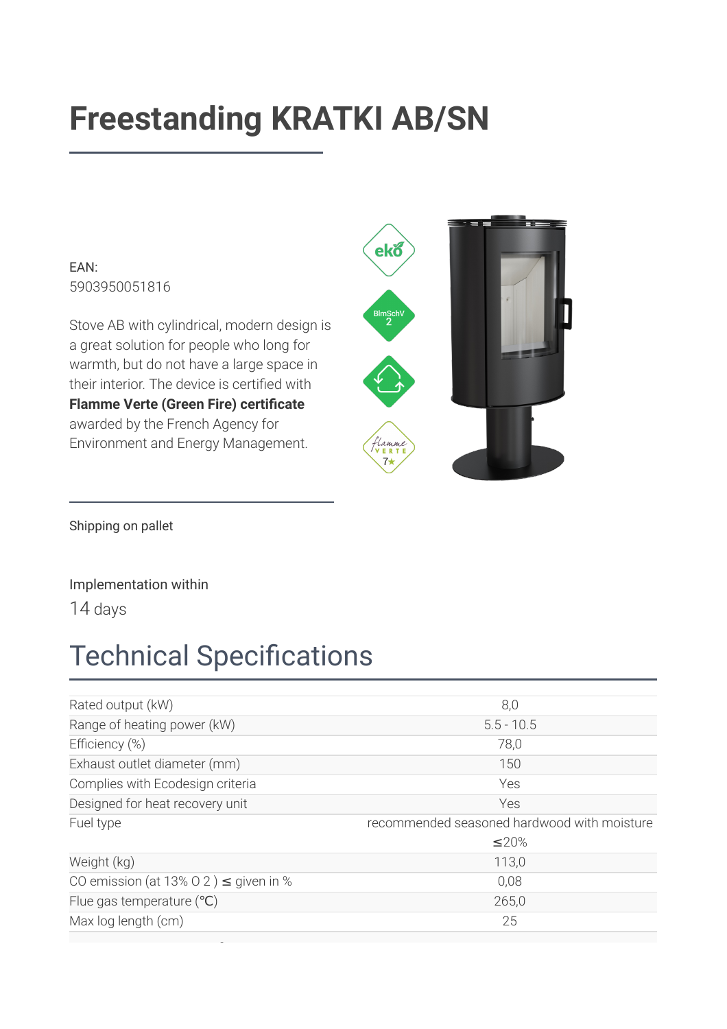# Freestanding KRATKI AB/SN

EAN:
5903950051816

Stove AB with cylindrical, modern design is a great solution for people who long for warmth, but do not have a large space in their interior. The device is certified with **Flamme Verte (Green Fire) certificate** awarded by the French Agency for Environment and Energy Management.

Shipping on pallet

Implementation within
14 days

## Technical Specifications

| | |
|---|---|
| Rated output (kW) | 8,0 |
| Range of heating power (kW) | 5.5 - 10.5 |
| Efficiency (%) | 78,0 |
| Exhaust outlet diameter (mm) | 150 |
| Complies with Ecodesign criteria | Yes |
| Designed for heat recovery unit | Yes |
| Fuel type | recommended seasoned hardwood with moisture ≤20% |
| Weight (kg) | 113,0 |
| CO emission (at 13% $O_2$ ) ≤ given in % | 0,08 |
| Flue gas temperature (℃) | 265,0 |
| Max log length (cm) | 25 |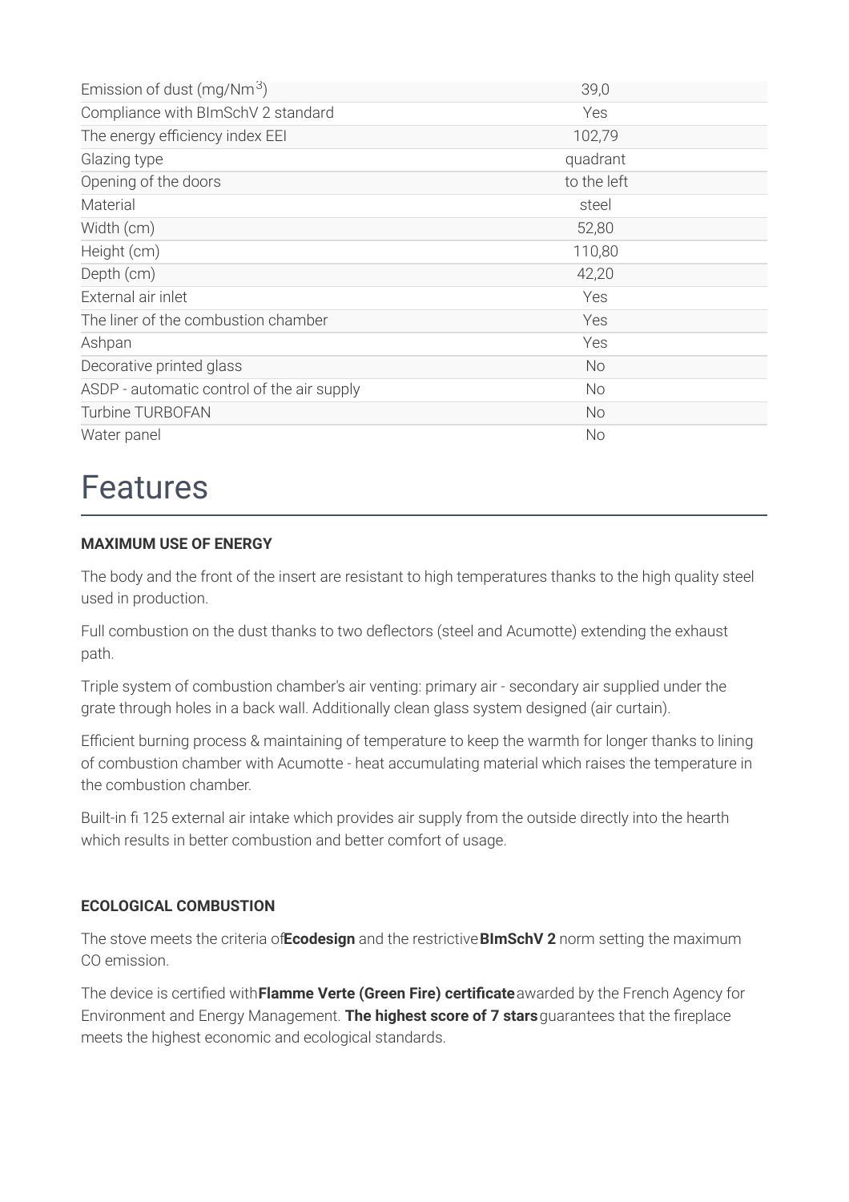| | |
|---|---|
| Emission of dust (mg/Nm$^3$) | 39,0 |
| Compliance with BImSchV 2 standard | Yes |
| The energy efficiency index EEI | 102,79 |
| Glazing type | quadrant |
| Opening of the doors | to the left |
| Material | steel |
| Width (cm) | 52,80 |
| Height (cm) | 110,80 |
| Depth (cm) | 42,20 |
| External air inlet | Yes |
| The liner of the combustion chamber | Yes |
| Ashpan | Yes |
| Decorative printed glass | No |
| ASDP - automatic control of the air supply | No |
| Turbine TURBOFAN | No |
| Water panel | No |

# Features

**MAXIMUM USE OF ENERGY**

The body and the front of the insert are resistant to high temperatures thanks to the high quality steel used in production.

Full combustion on the dust thanks to two deflectors (steel and Acumotte) extending the exhaust path.

Triple system of combustion chamber's air venting: primary air - secondary air supplied under the grate through holes in a back wall. Additionally clean glass system designed (air curtain).

Efficient burning process & maintaining of temperature to keep the warmth for longer thanks to lining of combustion chamber with Acumotte - heat accumulating material which raises the temperature in the combustion chamber.

Built-in fi 125 external air intake which provides air supply from the outside directly into the hearth which results in better combustion and better comfort of usage.

**ECOLOGICAL COMBUSTION**

The stove meets the criteria of **Ecodesign** and the restrictive **BImSchV 2** norm setting the maximum CO emission.

The device is certified with **Flamme Verte (Green Fire) certificate** awarded by the French Agency for Environment and Energy Management. **The highest score of 7 stars** guarantees that the fireplace meets the highest economic and ecological standards.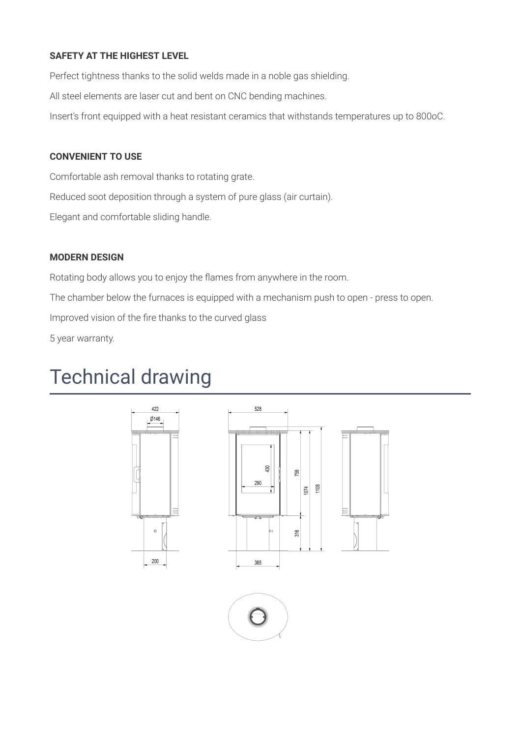**SAFETY AT THE HIGHEST LEVEL**

Perfect tightness thanks to the solid welds made in a noble gas shielding.

All steel elements are laser cut and bent on CNC bending machines.

Insert's front equipped with a heat resistant ceramics that withstands temperatures up to 800oC.

**CONVENIENT TO USE**

Comfortable ash removal thanks to rotating grate.

Reduced soot deposition through a system of pure glass (air curtain).

Elegant and comfortable sliding handle.

**MODERN DESIGN**

Rotating body allows you to enjoy the flames from anywhere in the room.

The chamber below the furnaces is equipped with a mechanism push to open - press to open.

Improved vision of the fire thanks to the curved glass

5 year warranty.

# Technical drawing

422
Ø146
200
528
430
290
758
1074
1108
316
385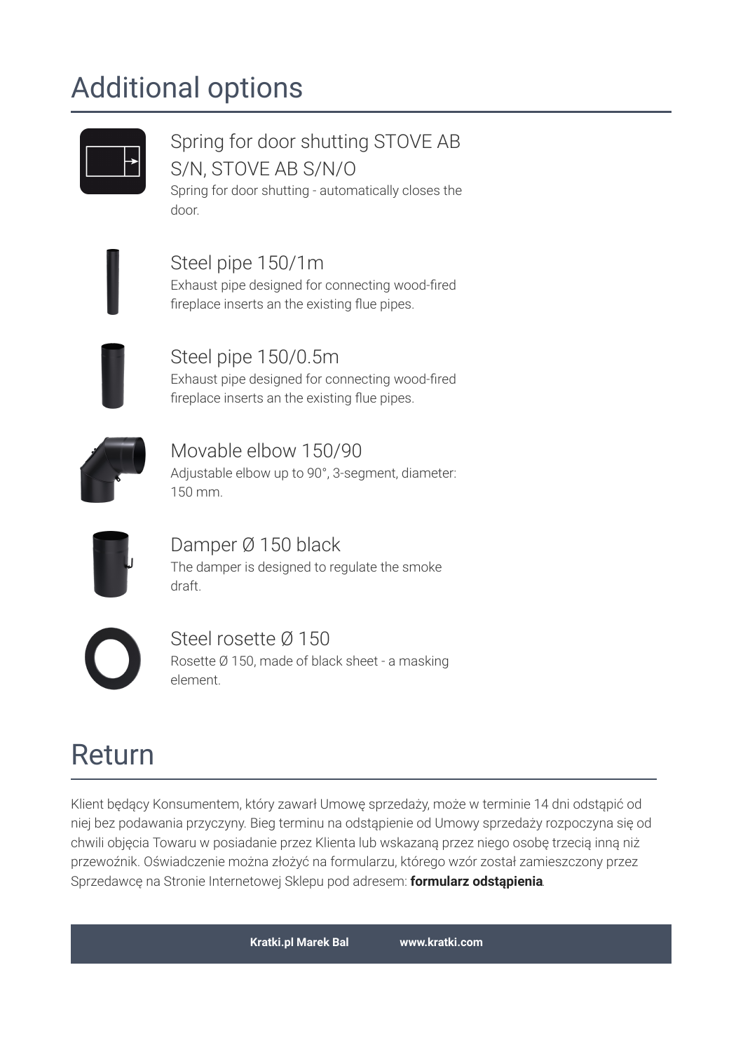# Additional options

### Spring for door shutting STOVE AB S/N, STOVE AB S/N/O

Spring for door shutting - automatically closes the door.

### Steel pipe 150/1m

Exhaust pipe designed for connecting wood-fired fireplace inserts an the existing flue pipes.

### Steel pipe 150/0.5m

Exhaust pipe designed for connecting wood-fired fireplace inserts an the existing flue pipes.

### Movable elbow 150/90

Adjustable elbow up to 90°, 3-segment, diameter: 150 mm.

### Damper Ø 150 black

The damper is designed to regulate the smoke draft.

### Steel rosette Ø 150

Rosette Ø 150, made of black sheet - a masking element.

# Return

Klient będący Konsumentem, który zawarł Umowę sprzedaży, może w terminie 14 dni odstąpić od niej bez podawania przyczyny. Bieg terminu na odstąpienie od Umowy sprzedaży rozpoczyna się od chwili objęcia Towaru w posiadanie przez Klienta lub wskazaną przez niego osobę trzecią inną niż przewoźnik. Oświadczenie można złożyć na formularzu, którego wzór został zamieszczony przez Sprzedawcę na Stronie Internetowej Sklepu pod adresem: **formularz odstąpienia**.